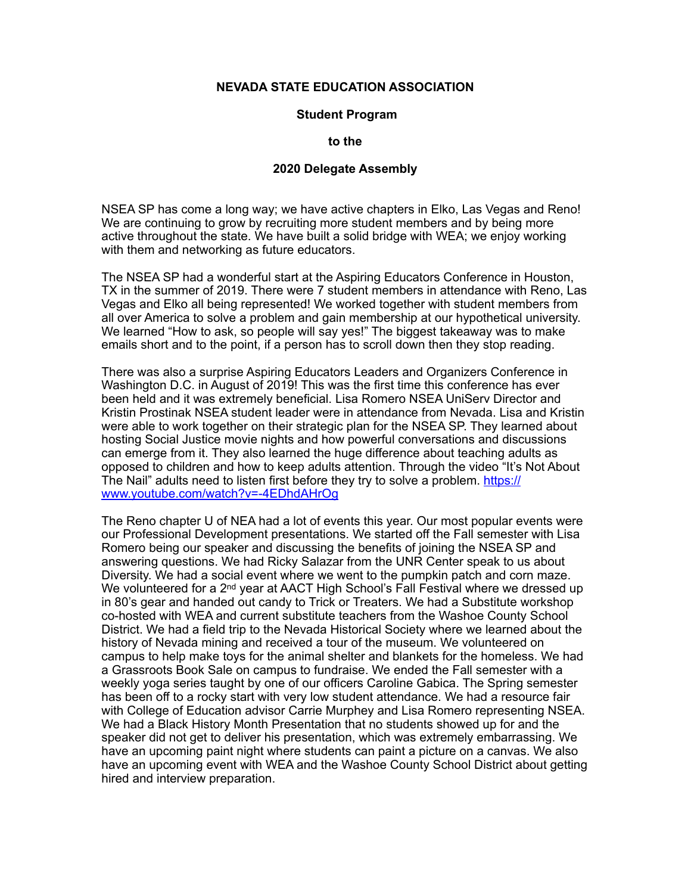# NEVADA STATE EDUCATION ASSOCIATION

## Student Program

## to the

## 2020 Delegate Assembly

NSEA SP has come a long way; we have active chapters in Elko, Las Vegas and Reno! We are continuing to grow by recruiting more student members and by being more active throughout the state. We have built a solid bridge with WEA; we enjoy working with them and networking as future educators.

The NSEA SP had a wonderful start at the Aspiring Educators Conference in Houston, TX in the summer of 2019. There were 7 student members in attendance with Reno, Las Vegas and Elko all being represented! We worked together with student members from all over America to solve a problem and gain membership at our hypothetical university. We learned "How to ask, so people will say yes!" The biggest takeaway was to make emails short and to the point, if a person has to scroll down then they stop reading.

There was also a surprise Aspiring Educators Leaders and Organizers Conference in Washington D.C. in August of 2019! This was the first time this conference has ever been held and it was extremely beneficial. Lisa Romero NSEA UniServ Director and Kristin Prostinak NSEA student leader were in attendance from Nevada. Lisa and Kristin were able to work together on their strategic plan for the NSEA SP. They learned about hosting Social Justice movie nights and how powerful conversations and discussions can emerge from it. They also learned the huge difference about teaching adults as opposed to children and how to keep adults attention. Through the video "It's Not About The Nail" adults need to listen first before they try to solve a problem. [https://www.youtube.com/watch?v=-4EDhdAHrOg](https://www.youtube.com/watch?v=-4EDhdAHrOg)

The Reno chapter U of NEA had a lot of events this year. Our most popular events were our Professional Development presentations. We started off the Fall semester with Lisa Romero being our speaker and discussing the benefits of joining the NSEA SP and answering questions. We had Ricky Salazar from the UNR Center speak to us about Diversity. We had a social event where we went to the pumpkin patch and corn maze. We volunteered for a 2nd year at AACT High School's Fall Festival where we dressed up in 80's gear and handed out candy to Trick or Treaters. We had a Substitute workshop co-hosted with WEA and current substitute teachers from the Washoe County School District. We had a field trip to the Nevada Historical Society where we learned about the history of Nevada mining and received a tour of the museum. We volunteered on campus to help make toys for the animal shelter and blankets for the homeless. We had a Grassroots Book Sale on campus to fundraise. We ended the Fall semester with a weekly yoga series taught by one of our officers Caroline Gabica. The Spring semester has been off to a rocky start with very low student attendance. We had a resource fair with College of Education advisor Carrie Murphey and Lisa Romero representing NSEA. We had a Black History Month Presentation that no students showed up for and the speaker did not get to deliver his presentation, which was extremely embarrassing. We have an upcoming paint night where students can paint a picture on a canvas. We also have an upcoming event with WEA and the Washoe County School District about getting hired and interview preparation.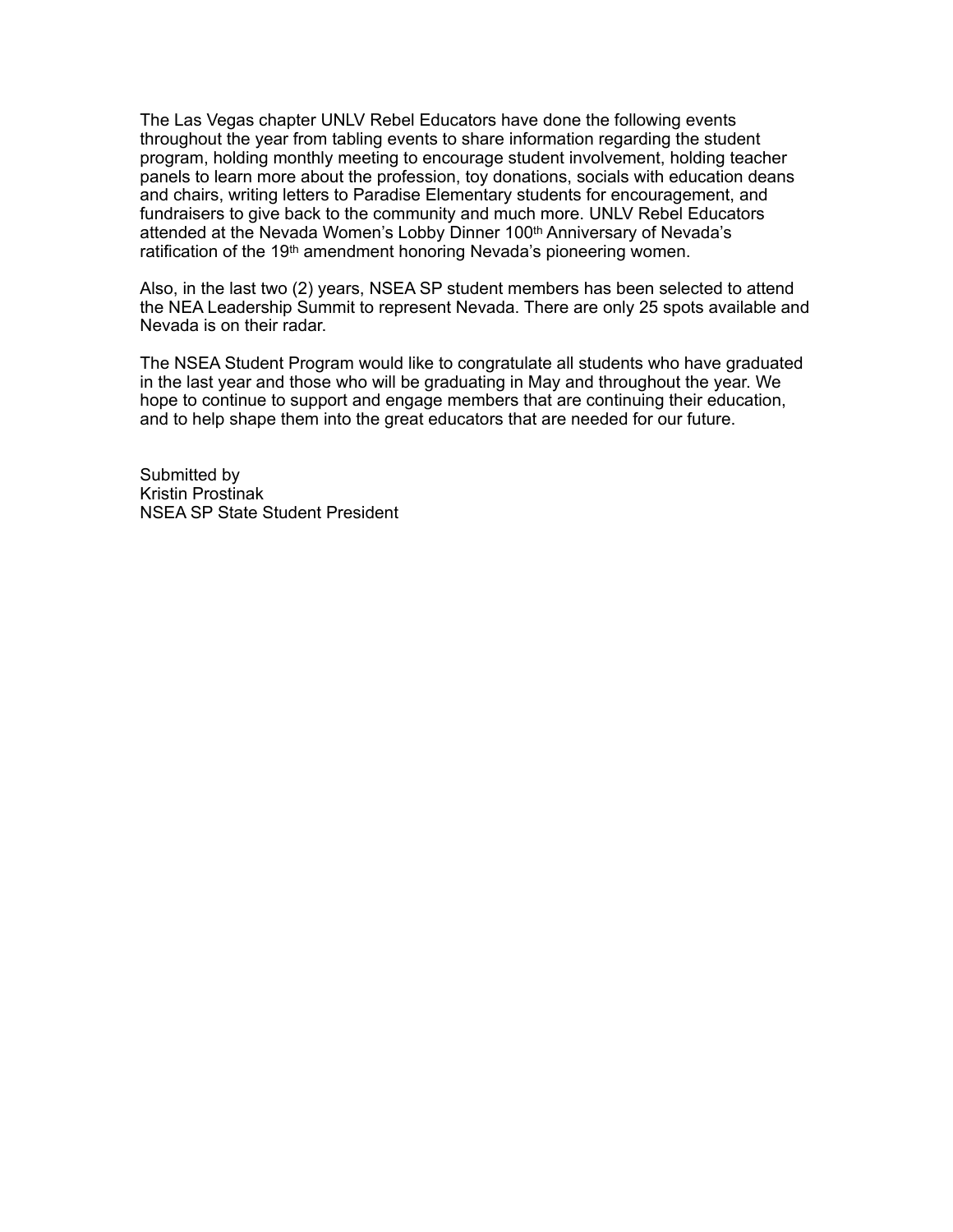The Las Vegas chapter UNLV Rebel Educators have done the following events throughout the year from tabling events to share information regarding the student program, holding monthly meeting to encourage student involvement, holding teacher panels to learn more about the profession, toy donations, socials with education deans and chairs, writing letters to Paradise Elementary students for encouragement, and fundraisers to give back to the community and much more. UNLV Rebel Educators attended at the Nevada Women's Lobby Dinner 100th Anniversary of Nevada's ratification of the 19th amendment honoring Nevada's pioneering women.

Also, in the last two (2) years, NSEA SP student members has been selected to attend the NEA Leadership Summit to represent Nevada. There are only 25 spots available and Nevada is on their radar.

The NSEA Student Program would like to congratulate all students who have graduated in the last year and those who will be graduating in May and throughout the year. We hope to continue to support and engage members that are continuing their education, and to help shape them into the great educators that are needed for our future.

Submitted by
Kristin Prostinak
NSEA SP State Student President